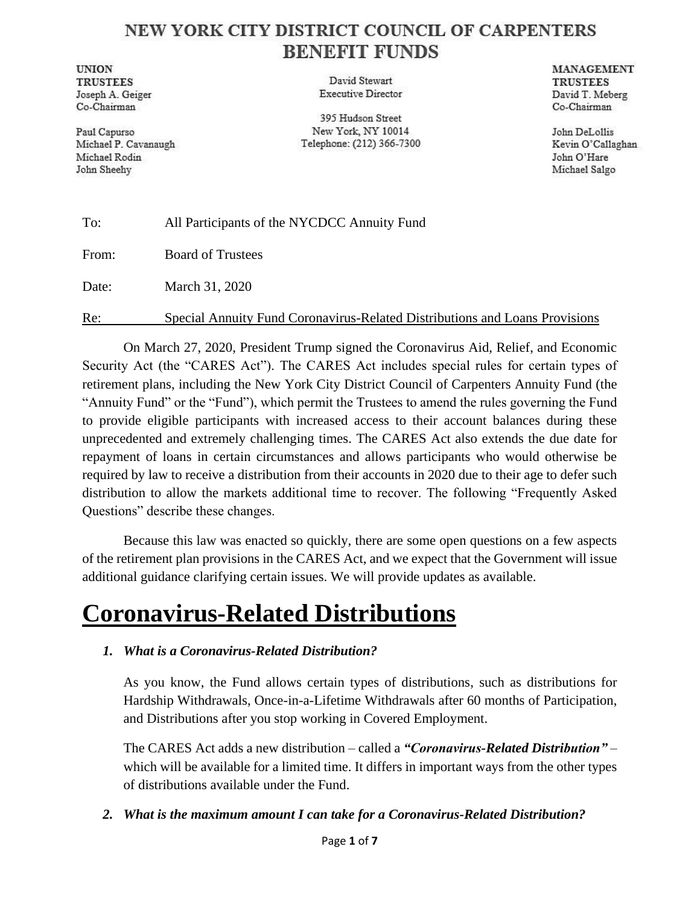# NEW YORK CITY DISTRICT COUNCIL OF CARPENTERS BENEFIT FUNDS

**UNION TRUSTEES**
Joseph A. Geiger
Co-Chairman

Paul Capurso
Michael P. Cavanaugh
Michael Rodin
John Sheehy

David Stewart
Executive Director

395 Hudson Street
New York, NY 10014
Telephone: (212) 366-7300

**MANAGEMENT TRUSTEES**
David T. Meberg
Co-Chairman

John DeLollis
Kevin O'Callaghan
John O'Hare
Michael Salgo

To: All Participants of the NYCDCC Annuity Fund

From: Board of Trustees

Date: March 31, 2020

Re: Special Annuity Fund Coronavirus-Related Distributions and Loans Provisions

On March 27, 2020, President Trump signed the Coronavirus Aid, Relief, and Economic Security Act (the "CARES Act"). The CARES Act includes special rules for certain types of retirement plans, including the New York City District Council of Carpenters Annuity Fund (the "Annuity Fund" or the "Fund"), which permit the Trustees to amend the rules governing the Fund to provide eligible participants with increased access to their account balances during these unprecedented and extremely challenging times. The CARES Act also extends the due date for repayment of loans in certain circumstances and allows participants who would otherwise be required by law to receive a distribution from their accounts in 2020 due to their age to defer such distribution to allow the markets additional time to recover. The following "Frequently Asked Questions" describe these changes.

Because this law was enacted so quickly, there are some open questions on a few aspects of the retirement plan provisions in the CARES Act, and we expect that the Government will issue additional guidance clarifying certain issues. We will provide updates as available.

# Coronavirus-Related Distributions

### *1. What is a Coronavirus-Related Distribution?*

As you know, the Fund allows certain types of distributions, such as distributions for Hardship Withdrawals, Once-in-a-Lifetime Withdrawals after 60 months of Participation, and Distributions after you stop working in Covered Employment.

The CARES Act adds a new distribution – called a ***"Coronavirus-Related Distribution"*** – which will be available for a limited time. It differs in important ways from the other types of distributions available under the Fund.

### *2. What is the maximum amount I can take for a Coronavirus-Related Distribution?*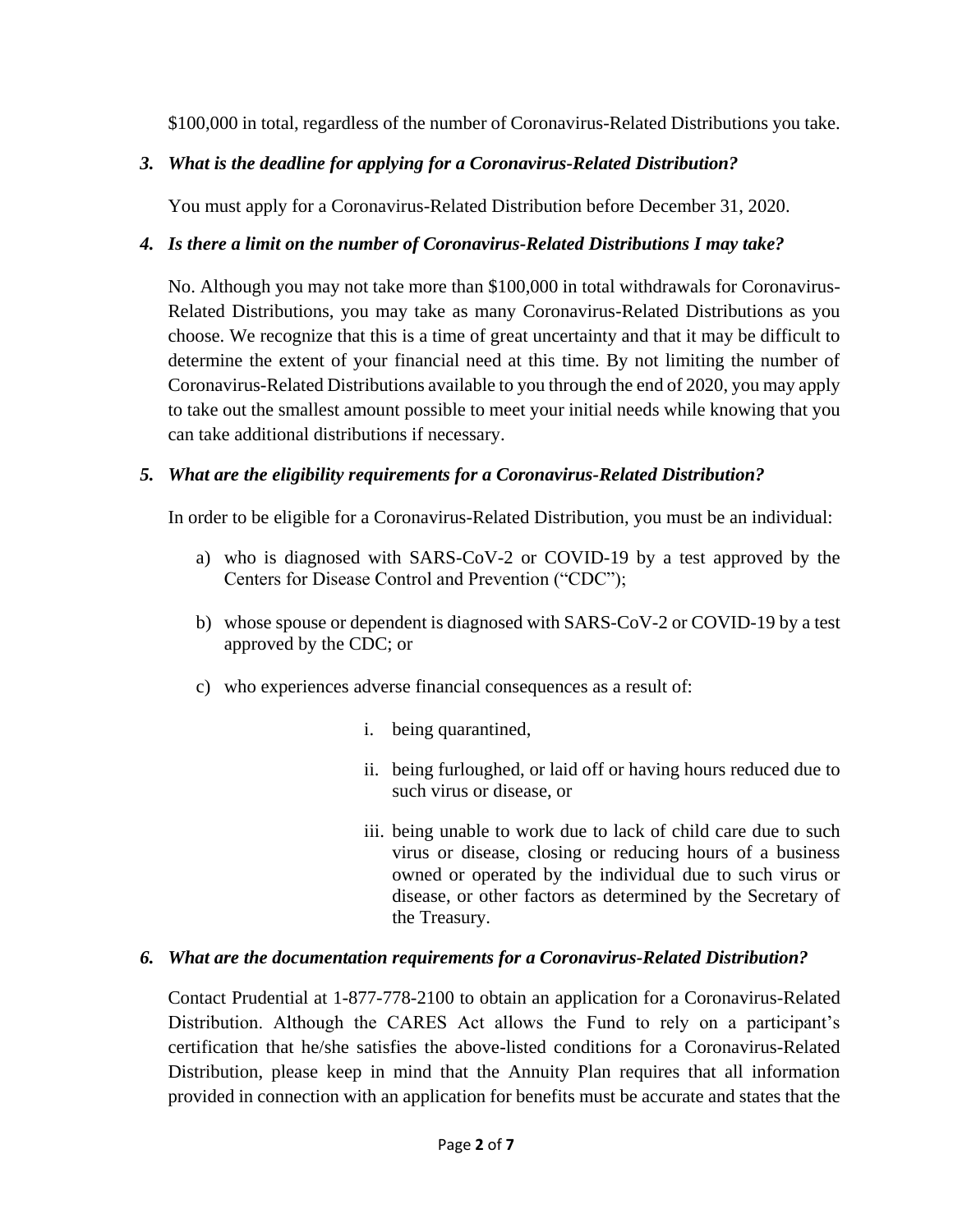$100,000 in total, regardless of the number of Coronavirus-Related Distributions you take.

### *3. What is the deadline for applying for a Coronavirus-Related Distribution?*

You must apply for a Coronavirus-Related Distribution before December 31, 2020.

### *4. Is there a limit on the number of Coronavirus-Related Distributions I may take?*

No. Although you may not take more than $100,000 in total withdrawals for Coronavirus-Related Distributions, you may take as many Coronavirus-Related Distributions as you choose. We recognize that this is a time of great uncertainty and that it may be difficult to determine the extent of your financial need at this time. By not limiting the number of Coronavirus-Related Distributions available to you through the end of 2020, you may apply to take out the smallest amount possible to meet your initial needs while knowing that you can take additional distributions if necessary.

### *5. What are the eligibility requirements for a Coronavirus-Related Distribution?*

In order to be eligible for a Coronavirus-Related Distribution, you must be an individual:

a) who is diagnosed with SARS-CoV-2 or COVID-19 by a test approved by the Centers for Disease Control and Prevention ("CDC");

b) whose spouse or dependent is diagnosed with SARS-CoV-2 or COVID-19 by a test approved by the CDC; or

c) who experiences adverse financial consequences as a result of:

   i. being quarantined,

   ii. being furloughed, or laid off or having hours reduced due to such virus or disease, or

   iii. being unable to work due to lack of child care due to such virus or disease, closing or reducing hours of a business owned or operated by the individual due to such virus or disease, or other factors as determined by the Secretary of the Treasury.

### *6. What are the documentation requirements for a Coronavirus-Related Distribution?*

Contact Prudential at 1-877-778-2100 to obtain an application for a Coronavirus-Related Distribution. Although the CARES Act allows the Fund to rely on a participant's certification that he/she satisfies the above-listed conditions for a Coronavirus-Related Distribution, please keep in mind that the Annuity Plan requires that all information provided in connection with an application for benefits must be accurate and states that the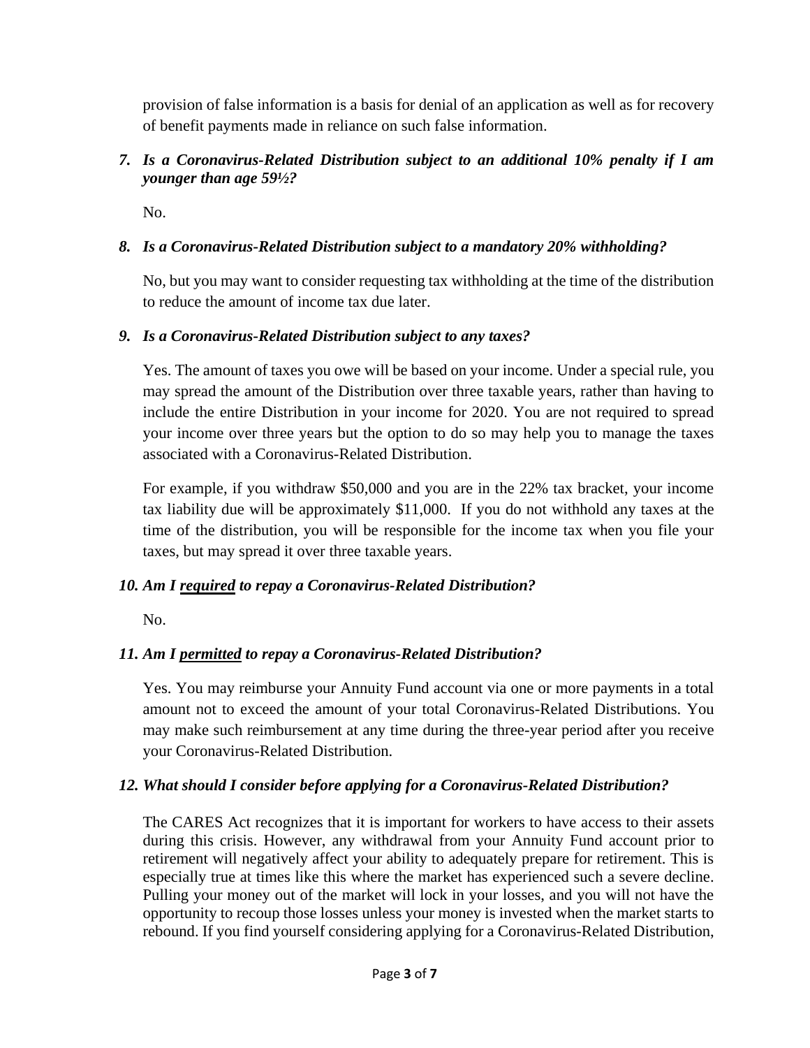provision of false information is a basis for denial of an application as well as for recovery of benefit payments made in reliance on such false information.

### *7. Is a Coronavirus-Related Distribution subject to an additional 10% penalty if I am younger than age 59½?*

No.

### *8. Is a Coronavirus-Related Distribution subject to a mandatory 20% withholding?*

No, but you may want to consider requesting tax withholding at the time of the distribution to reduce the amount of income tax due later.

### *9. Is a Coronavirus-Related Distribution subject to any taxes?*

Yes. The amount of taxes you owe will be based on your income. Under a special rule, you may spread the amount of the Distribution over three taxable years, rather than having to include the entire Distribution in your income for 2020. You are not required to spread your income over three years but the option to do so may help you to manage the taxes associated with a Coronavirus-Related Distribution.

For example, if you withdraw $50,000 and you are in the 22% tax bracket, your income tax liability due will be approximately $11,000. If you do not withhold any taxes at the time of the distribution, you will be responsible for the income tax when you file your taxes, but may spread it over three taxable years.

### *10. Am I <u>required</u> to repay a Coronavirus-Related Distribution?*

No.

### *11. Am I <u>permitted</u> to repay a Coronavirus-Related Distribution?*

Yes. You may reimburse your Annuity Fund account via one or more payments in a total amount not to exceed the amount of your total Coronavirus-Related Distributions. You may make such reimbursement at any time during the three-year period after you receive your Coronavirus-Related Distribution.

### *12. What should I consider before applying for a Coronavirus-Related Distribution?*

The CARES Act recognizes that it is important for workers to have access to their assets during this crisis. However, any withdrawal from your Annuity Fund account prior to retirement will negatively affect your ability to adequately prepare for retirement. This is especially true at times like this where the market has experienced such a severe decline. Pulling your money out of the market will lock in your losses, and you will not have the opportunity to recoup those losses unless your money is invested when the market starts to rebound. If you find yourself considering applying for a Coronavirus-Related Distribution,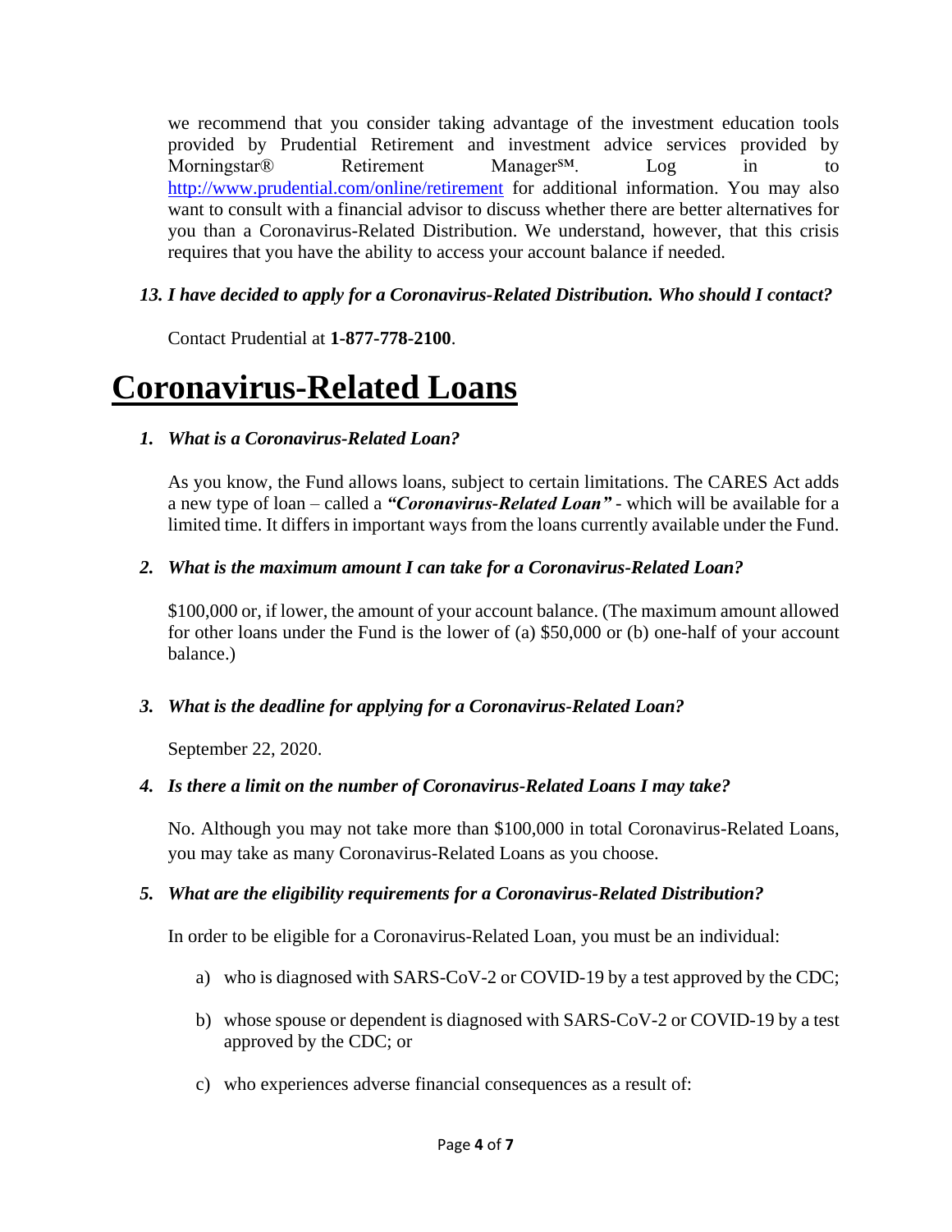we recommend that you consider taking advantage of the investment education tools provided by Prudential Retirement and investment advice services provided by Morningstar® Retirement Manager℠. Log in to [http://www.prudential.com/online/retirement](http://www.prudential.com/online/retirement) for additional information. You may also want to consult with a financial advisor to discuss whether there are better alternatives for you than a Coronavirus-Related Distribution. We understand, however, that this crisis requires that you have the ability to access your account balance if needed.

*13. I have decided to apply for a Coronavirus-Related Distribution. Who should I contact?*

Contact Prudential at **1-877-778-2100**.

# Coronavirus-Related Loans

*1. What is a Coronavirus-Related Loan?*

As you know, the Fund allows loans, subject to certain limitations. The CARES Act adds a new type of loan – called a ***"Coronavirus-Related Loan"*** - which will be available for a limited time. It differs in important ways from the loans currently available under the Fund.

*2. What is the maximum amount I can take for a Coronavirus-Related Loan?*

$100,000 or, if lower, the amount of your account balance. (The maximum amount allowed for other loans under the Fund is the lower of (a) $50,000 or (b) one-half of your account balance.)

*3. What is the deadline for applying for a Coronavirus-Related Loan?*

September 22, 2020.

*4. Is there a limit on the number of Coronavirus-Related Loans I may take?*

No. Although you may not take more than $100,000 in total Coronavirus-Related Loans, you may take as many Coronavirus-Related Loans as you choose.

*5. What are the eligibility requirements for a Coronavirus-Related Distribution?*

In order to be eligible for a Coronavirus-Related Loan, you must be an individual:

a) who is diagnosed with SARS-CoV-2 or COVID-19 by a test approved by the CDC;

b) whose spouse or dependent is diagnosed with SARS-CoV-2 or COVID-19 by a test approved by the CDC; or

c) who experiences adverse financial consequences as a result of: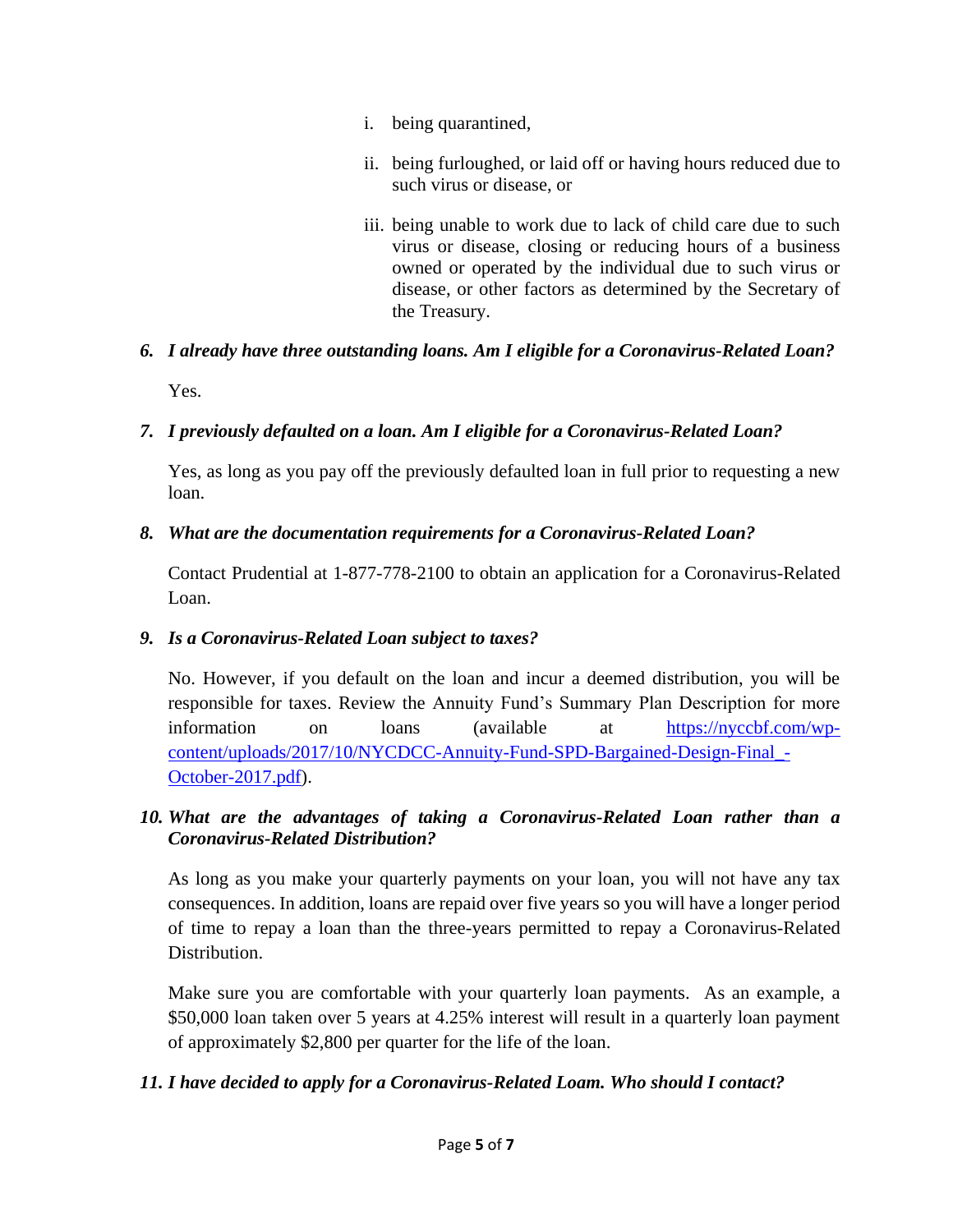i. being quarantined,

ii. being furloughed, or laid off or having hours reduced due to such virus or disease, or

iii. being unable to work due to lack of child care due to such virus or disease, closing or reducing hours of a business owned or operated by the individual due to such virus or disease, or other factors as determined by the Secretary of the Treasury.

*6. I already have three outstanding loans. Am I eligible for a Coronavirus-Related Loan?*

Yes.

*7. I previously defaulted on a loan. Am I eligible for a Coronavirus-Related Loan?*

Yes, as long as you pay off the previously defaulted loan in full prior to requesting a new loan.

*8. What are the documentation requirements for a Coronavirus-Related Loan?*

Contact Prudential at 1-877-778-2100 to obtain an application for a Coronavirus-Related Loan.

*9. Is a Coronavirus-Related Loan subject to taxes?*

No. However, if you default on the loan and incur a deemed distribution, you will be responsible for taxes. Review the Annuity Fund's Summary Plan Description for more information on loans (available at [https://nyccbf.com/wp-content/uploads/2017/10/NYCDCC-Annuity-Fund-SPD-Bargained-Design-Final_-October-2017.pdf](https://nyccbf.com/wp-content/uploads/2017/10/NYCDCC-Annuity-Fund-SPD-Bargained-Design-Final_-October-2017.pdf)).

*10. What are the advantages of taking a Coronavirus-Related Loan rather than a Coronavirus-Related Distribution?*

As long as you make your quarterly payments on your loan, you will not have any tax consequences. In addition, loans are repaid over five years so you will have a longer period of time to repay a loan than the three-years permitted to repay a Coronavirus-Related Distribution.

Make sure you are comfortable with your quarterly loan payments. As an example, a $50,000 loan taken over 5 years at 4.25% interest will result in a quarterly loan payment of approximately $2,800 per quarter for the life of the loan.

*11. I have decided to apply for a Coronavirus-Related Loam. Who should I contact?*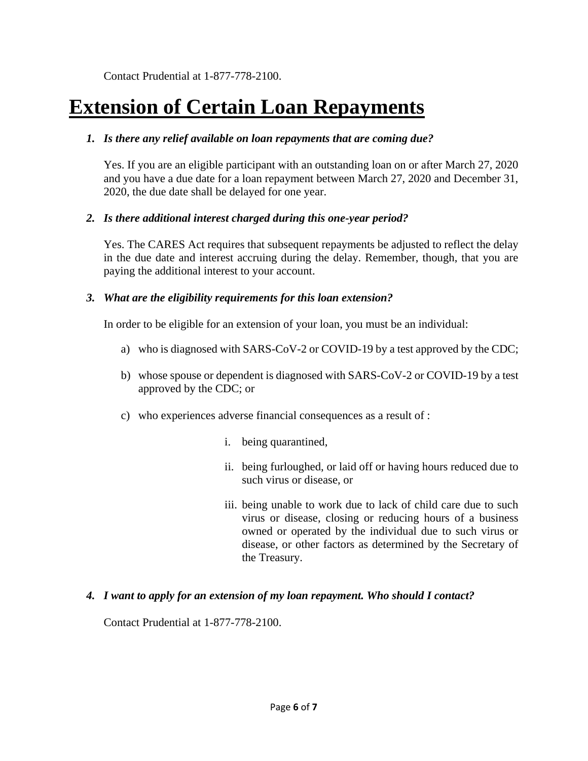Contact Prudential at 1-877-778-2100.

# Extension of Certain Loan Repayments

1. ***Is there any relief available on loan repayments that are coming due?***

   Yes. If you are an eligible participant with an outstanding loan on or after March 27, 2020 and you have a due date for a loan repayment between March 27, 2020 and December 31, 2020, the due date shall be delayed for one year.

2. ***Is there additional interest charged during this one-year period?***

   Yes. The CARES Act requires that subsequent repayments be adjusted to reflect the delay in the due date and interest accruing during the delay. Remember, though, that you are paying the additional interest to your account.

3. ***What are the eligibility requirements for this loan extension?***

   In order to be eligible for an extension of your loan, you must be an individual:

   a) who is diagnosed with SARS-CoV-2 or COVID-19 by a test approved by the CDC;

   b) whose spouse or dependent is diagnosed with SARS-CoV-2 or COVID-19 by a test approved by the CDC; or

   c) who experiences adverse financial consequences as a result of :

      i. being quarantined,

      ii. being furloughed, or laid off or having hours reduced due to such virus or disease, or

      iii. being unable to work due to lack of child care due to such virus or disease, closing or reducing hours of a business owned or operated by the individual due to such virus or disease, or other factors as determined by the Secretary of the Treasury.

4. ***I want to apply for an extension of my loan repayment. Who should I contact?***

   Contact Prudential at 1-877-778-2100.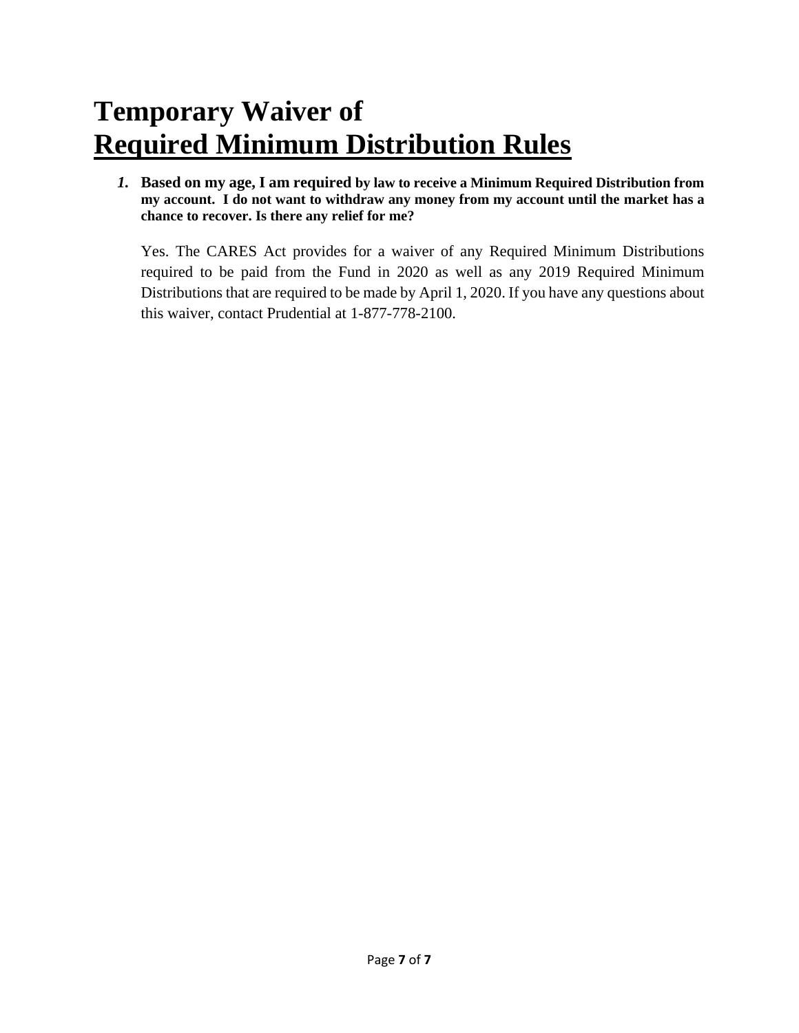# Temporary Waiver of Required Minimum Distribution Rules

1. **Based on my age, I am required by law to receive a Minimum Required Distribution from my account. I do not want to withdraw any money from my account until the market has a chance to recover. Is there any relief for me?**

   Yes. The CARES Act provides for a waiver of any Required Minimum Distributions required to be paid from the Fund in 2020 as well as any 2019 Required Minimum Distributions that are required to be made by April 1, 2020. If you have any questions about this waiver, contact Prudential at 1-877-778-2100.